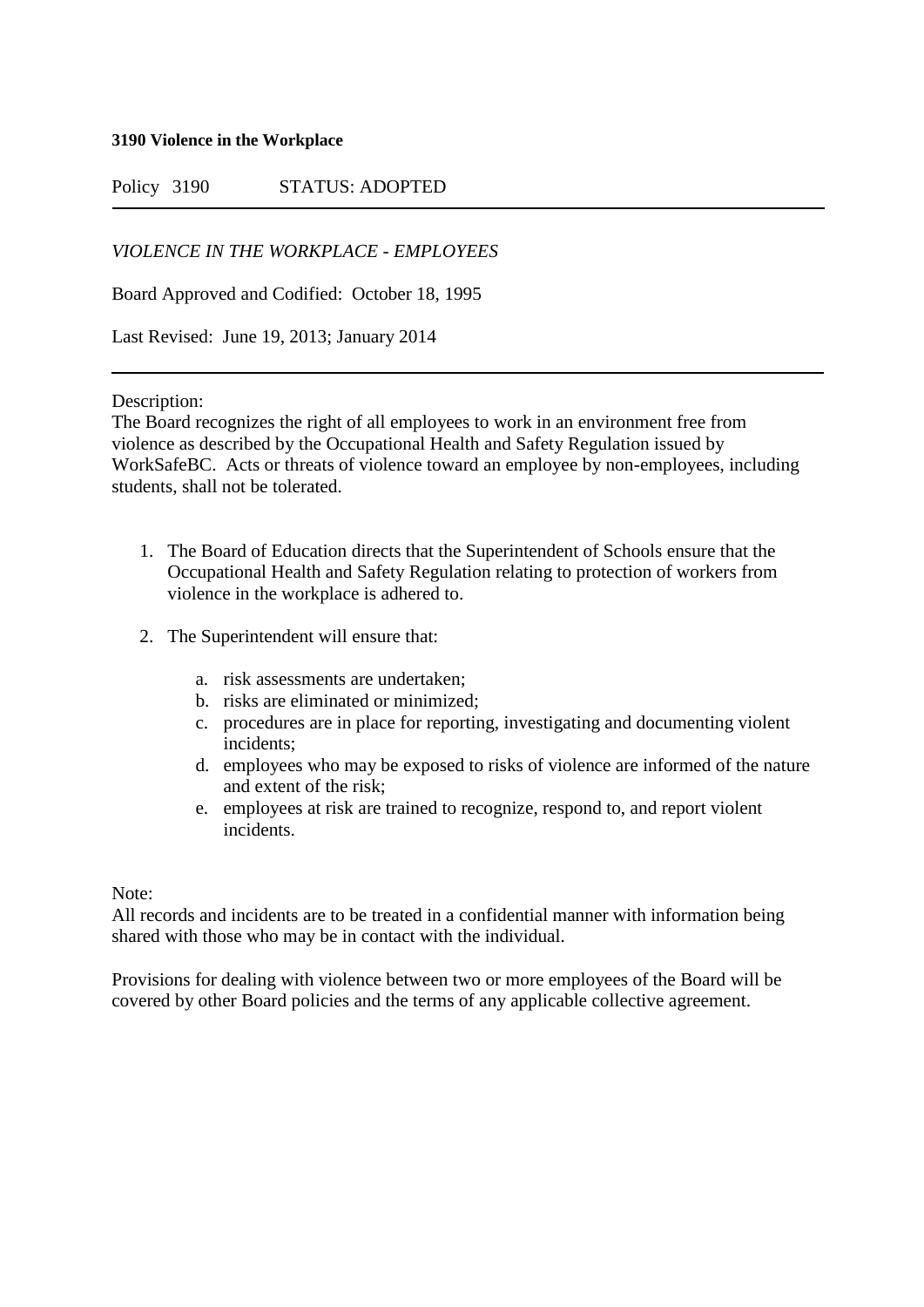**3190 Violence in the Workplace**

Policy 3190 STATUS: ADOPTED

---

*VIOLENCE IN THE WORKPLACE - EMPLOYEES*

Board Approved and Codified: October 18, 1995

Last Revised: June 19, 2013; January 2014

---

Description:
The Board recognizes the right of all employees to work in an environment free from violence as described by the Occupational Health and Safety Regulation issued by WorkSafeBC. Acts or threats of violence toward an employee by non-employees, including students, shall not be tolerated.

1. The Board of Education directs that the Superintendent of Schools ensure that the Occupational Health and Safety Regulation relating to protection of workers from violence in the workplace is adhered to.

2. The Superintendent will ensure that:

   a. risk assessments are undertaken;
   b. risks are eliminated or minimized;
   c. procedures are in place for reporting, investigating and documenting violent incidents;
   d. employees who may be exposed to risks of violence are informed of the nature and extent of the risk;
   e. employees at risk are trained to recognize, respond to, and report violent incidents.

Note:
All records and incidents are to be treated in a confidential manner with information being shared with those who may be in contact with the individual.

Provisions for dealing with violence between two or more employees of the Board will be covered by other Board policies and the terms of any applicable collective agreement.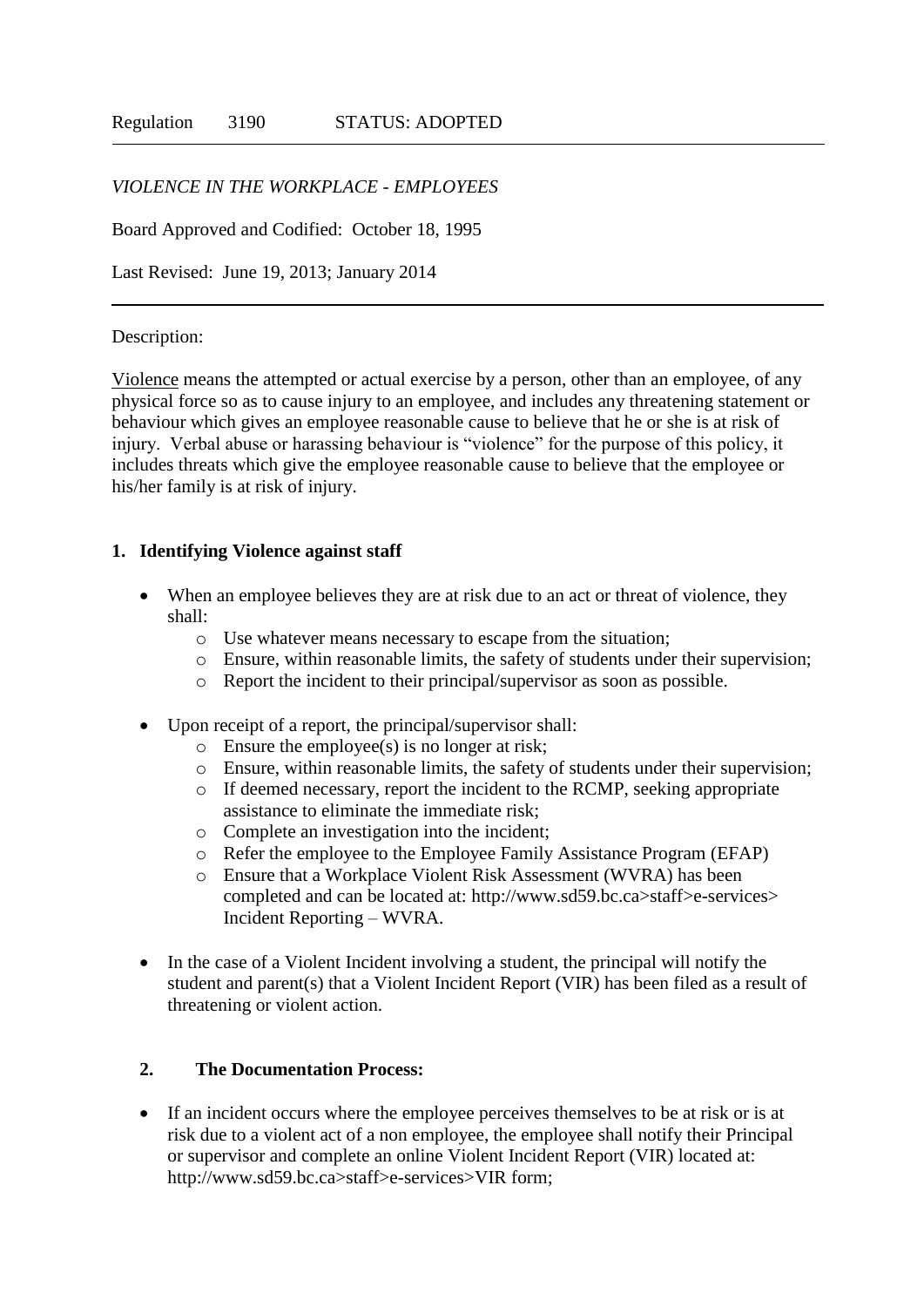Regulation 3190 STATUS: ADOPTED

*VIOLENCE IN THE WORKPLACE - EMPLOYEES*

Board Approved and Codified: October 18, 1995

Last Revised: June 19, 2013; January 2014

---

Description:

<u>Violence</u> means the attempted or actual exercise by a person, other than an employee, of any physical force so as to cause injury to an employee, and includes any threatening statement or behaviour which gives an employee reasonable cause to believe that he or she is at risk of injury. Verbal abuse or harassing behaviour is "violence" for the purpose of this policy, it includes threats which give the employee reasonable cause to believe that the employee or his/her family is at risk of injury.

## 1. Identifying Violence against staff

- When an employee believes they are at risk due to an act or threat of violence, they shall:
  - Use whatever means necessary to escape from the situation;
  - Ensure, within reasonable limits, the safety of students under their supervision;
  - Report the incident to their principal/supervisor as soon as possible.

- Upon receipt of a report, the principal/supervisor shall:
  - Ensure the employee(s) is no longer at risk;
  - Ensure, within reasonable limits, the safety of students under their supervision;
  - If deemed necessary, report the incident to the RCMP, seeking appropriate assistance to eliminate the immediate risk;
  - Complete an investigation into the incident;
  - Refer the employee to the Employee Family Assistance Program (EFAP)
  - Ensure that a Workplace Violent Risk Assessment (WVRA) has been completed and can be located at: http://www.sd59.bc.ca>staff>e-services> Incident Reporting – WVRA.

- In the case of a Violent Incident involving a student, the principal will notify the student and parent(s) that a Violent Incident Report (VIR) has been filed as a result of threatening or violent action.

## 2. The Documentation Process:

- If an incident occurs where the employee perceives themselves to be at risk or is at risk due to a violent act of a non employee, the employee shall notify their Principal or supervisor and complete an online Violent Incident Report (VIR) located at: http://www.sd59.bc.ca>staff>e-services>VIR form;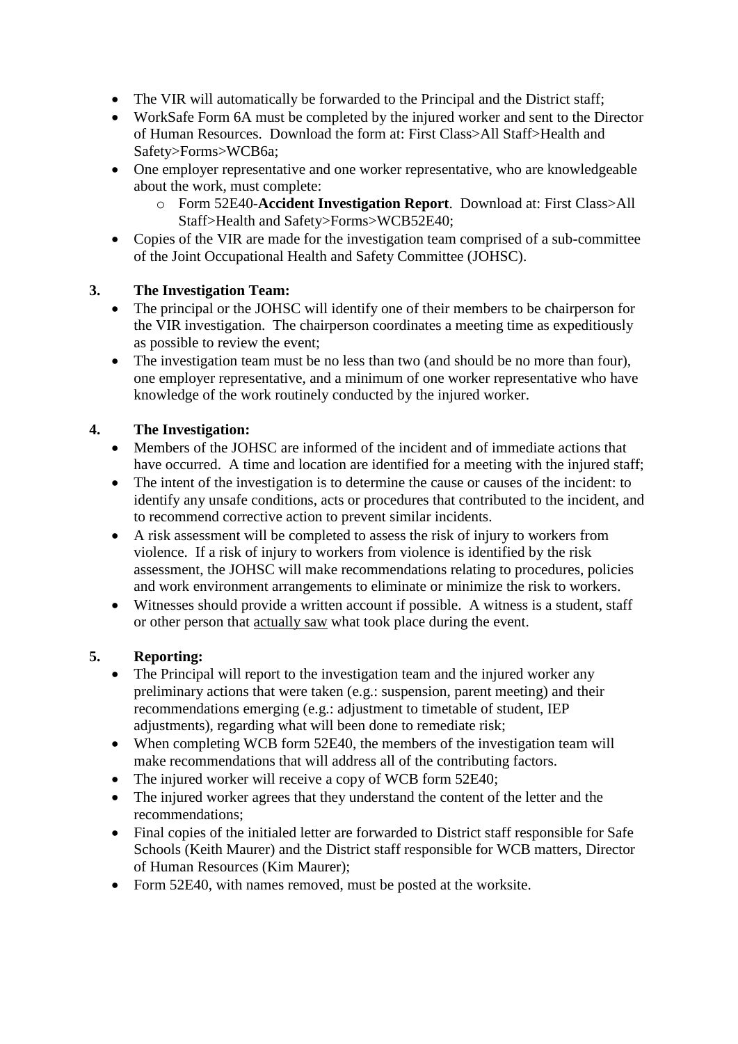- The VIR will automatically be forwarded to the Principal and the District staff;
- WorkSafe Form 6A must be completed by the injured worker and sent to the Director of Human Resources. Download the form at: First Class>All Staff>Health and Safety>Forms>WCB6a;
- One employer representative and one worker representative, who are knowledgeable about the work, must complete:
    - Form 52E40-**Accident Investigation Report**. Download at: First Class>All Staff>Health and Safety>Forms>WCB52E40;
- Copies of the VIR are made for the investigation team comprised of a sub-committee of the Joint Occupational Health and Safety Committee (JOHSC).

**3. The Investigation Team:**

- The principal or the JOHSC will identify one of their members to be chairperson for the VIR investigation. The chairperson coordinates a meeting time as expeditiously as possible to review the event;
- The investigation team must be no less than two (and should be no more than four), one employer representative, and a minimum of one worker representative who have knowledge of the work routinely conducted by the injured worker.

**4. The Investigation:**

- Members of the JOHSC are informed of the incident and of immediate actions that have occurred. A time and location are identified for a meeting with the injured staff;
- The intent of the investigation is to determine the cause or causes of the incident: to identify any unsafe conditions, acts or procedures that contributed to the incident, and to recommend corrective action to prevent similar incidents.
- A risk assessment will be completed to assess the risk of injury to workers from violence. If a risk of injury to workers from violence is identified by the risk assessment, the JOHSC will make recommendations relating to procedures, policies and work environment arrangements to eliminate or minimize the risk to workers.
- Witnesses should provide a written account if possible. A witness is a student, staff or other person that <u>actually saw</u> what took place during the event.

**5. Reporting:**

- The Principal will report to the investigation team and the injured worker any preliminary actions that were taken (e.g.: suspension, parent meeting) and their recommendations emerging (e.g.: adjustment to timetable of student, IEP adjustments), regarding what will been done to remediate risk;
- When completing WCB form 52E40, the members of the investigation team will make recommendations that will address all of the contributing factors.
- The injured worker will receive a copy of WCB form 52E40;
- The injured worker agrees that they understand the content of the letter and the recommendations;
- Final copies of the initialed letter are forwarded to District staff responsible for Safe Schools (Keith Maurer) and the District staff responsible for WCB matters, Director of Human Resources (Kim Maurer);
- Form 52E40, with names removed, must be posted at the worksite.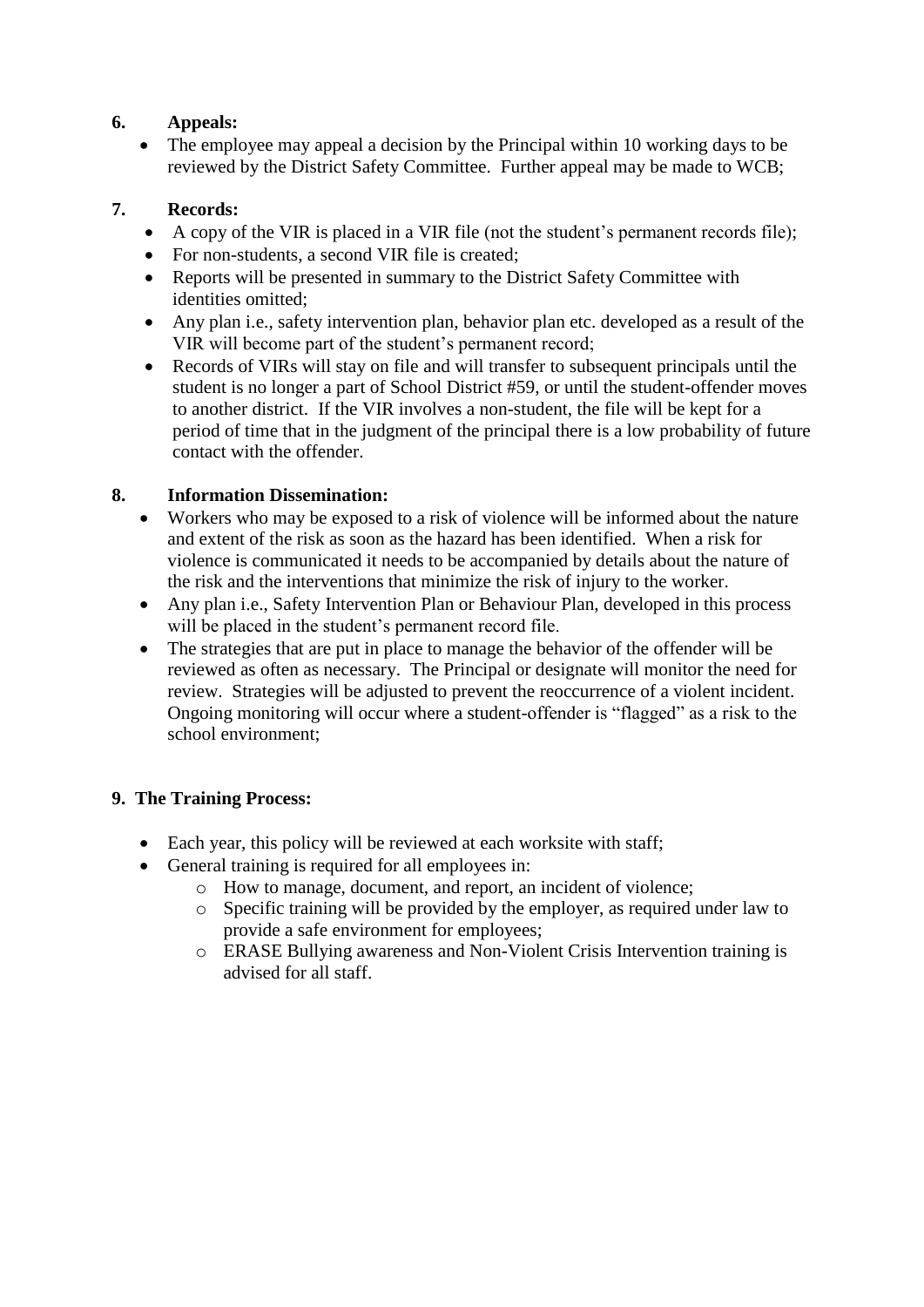**6. Appeals:**

- The employee may appeal a decision by the Principal within 10 working days to be reviewed by the District Safety Committee. Further appeal may be made to WCB;

**7. Records:**

- A copy of the VIR is placed in a VIR file (not the student's permanent records file);
- For non-students, a second VIR file is created;
- Reports will be presented in summary to the District Safety Committee with identities omitted;
- Any plan i.e., safety intervention plan, behavior plan etc. developed as a result of the VIR will become part of the student's permanent record;
- Records of VIRs will stay on file and will transfer to subsequent principals until the student is no longer a part of School District #59, or until the student-offender moves to another district. If the VIR involves a non-student, the file will be kept for a period of time that in the judgment of the principal there is a low probability of future contact with the offender.

**8. Information Dissemination:**

- Workers who may be exposed to a risk of violence will be informed about the nature and extent of the risk as soon as the hazard has been identified. When a risk for violence is communicated it needs to be accompanied by details about the nature of the risk and the interventions that minimize the risk of injury to the worker.
- Any plan i.e., Safety Intervention Plan or Behaviour Plan, developed in this process will be placed in the student's permanent record file.
- The strategies that are put in place to manage the behavior of the offender will be reviewed as often as necessary. The Principal or designate will monitor the need for review. Strategies will be adjusted to prevent the reoccurrence of a violent incident. Ongoing monitoring will occur where a student-offender is "flagged" as a risk to the school environment;

**9. The Training Process:**

- Each year, this policy will be reviewed at each worksite with staff;
- General training is required for all employees in:
  - How to manage, document, and report, an incident of violence;
  - Specific training will be provided by the employer, as required under law to provide a safe environment for employees;
  - ERASE Bullying awareness and Non-Violent Crisis Intervention training is advised for all staff.